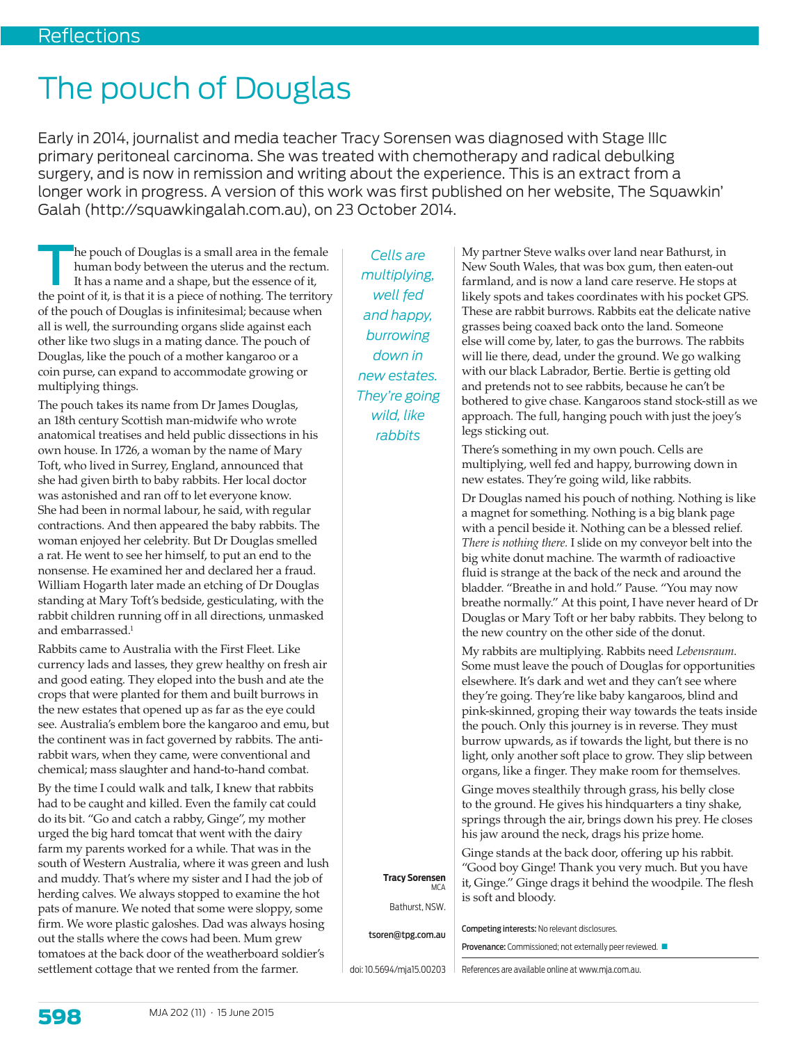Reflections

# The pouch of Douglas

Early in 2014, journalist and media teacher Tracy Sorensen was diagnosed with Stage IIIc primary peritoneal carcinoma. She was treated with chemotherapy and radical debulking surgery, and is now in remission and writing about the experience. This is an extract from a longer work in progress. A version of this work was first published on her website, The Squawkin' Galah (http://squawkingalah.com.au), on 23 October 2014.

The pouch of Douglas is a small area in the female human body between the uterus and the rectum. It has a name and a shape, but the essence of it, the point of it, is that it is a piece of nothing. The territory of the pouch of Douglas is infinitesimal; because when all is well, the surrounding organs slide against each other like two slugs in a mating dance. The pouch of Douglas, like the pouch of a mother kangaroo or a coin purse, can expand to accommodate growing or multiplying things.

The pouch takes its name from Dr James Douglas, an 18th century Scottish man-midwife who wrote anatomical treatises and held public dissections in his own house. In 1726, a woman by the name of Mary Toft, who lived in Surrey, England, announced that she had given birth to baby rabbits. Her local doctor was astonished and ran off to let everyone know. She had been in normal labour, he said, with regular contractions. And then appeared the baby rabbits. The woman enjoyed her celebrity. But Dr Douglas smelled a rat. He went to see her himself, to put an end to the nonsense. He examined her and declared her a fraud. William Hogarth later made an etching of Dr Douglas standing at Mary Toft's bedside, gesticulating, with the rabbit children running off in all directions, unmasked and embarrassed.[1]

Rabbits came to Australia with the First Fleet. Like currency lads and lasses, they grew healthy on fresh air and good eating. They eloped into the bush and ate the crops that were planted for them and built burrows in the new estates that opened up as far as the eye could see. Australia's emblem bore the kangaroo and emu, but the continent was in fact governed by rabbits. The anti-rabbit wars, when they came, were conventional and chemical; mass slaughter and hand-to-hand combat.

By the time I could walk and talk, I knew that rabbits had to be caught and killed. Even the family cat could do its bit. "Go and catch a rabby, Ginge", my mother urged the big hard tomcat that went with the dairy farm my parents worked for a while. That was in the south of Western Australia, where it was green and lush and muddy. That's where my sister and I had the job of herding calves. We always stopped to examine the hot pats of manure. We noted that some were sloppy, some firm. We wore plastic galoshes. Dad was always hosing out the stalls where the cows had been. Mum grew tomatoes at the back door of the weatherboard soldier's settlement cottage that we rented from the farmer.

*Cells are multiplying, well fed and happy, burrowing down in new estates. They're going wild, like rabbits*

My partner Steve walks over land near Bathurst, in New South Wales, that was box gum, then eaten-out farmland, and is now a land care reserve. He stops at likely spots and takes coordinates with his pocket GPS. These are rabbit burrows. Rabbits eat the delicate native grasses being coaxed back onto the land. Someone else will come by, later, to gas the burrows. The rabbits will lie there, dead, under the ground. We go walking with our black Labrador, Bertie. Bertie is getting old and pretends not to see rabbits, because he can't be bothered to give chase. Kangaroos stand stock-still as we approach. The full, hanging pouch with just the joey's legs sticking out.

There's something in my own pouch. Cells are multiplying, well fed and happy, burrowing down in new estates. They're going wild, like rabbits.

Dr Douglas named his pouch of nothing. Nothing is like a magnet for something. Nothing is a big blank page with a pencil beside it. Nothing can be a blessed relief. *There is nothing there.* I slide on my conveyor belt into the big white donut machine. The warmth of radioactive fluid is strange at the back of the neck and around the bladder. "Breathe in and hold." Pause. "You may now breathe normally." At this point, I have never heard of Dr Douglas or Mary Toft or her baby rabbits. They belong to the new country on the other side of the donut.

My rabbits are multiplying. Rabbits need *Lebensraum*. Some must leave the pouch of Douglas for opportunities elsewhere. It's dark and wet and they can't see where they're going. They're like baby kangaroos, blind and pink-skinned, groping their way towards the teats inside the pouch. Only this journey is in reverse. They must burrow upwards, as if towards the light, but there is no light, only another soft place to grow. They slip between organs, like a finger. They make room for themselves.

Ginge moves stealthily through grass, his belly close to the ground. He gives his hindquarters a tiny shake, springs through the air, brings down his prey. He closes his jaw around the neck, drags his prize home.

Ginge stands at the back door, offering up his rabbit. "Good boy Ginge! Thank you very much. But you have it, Ginge." Ginge drags it behind the woodpile. The flesh is soft and bloody.

**Tracy Sorensen**
MCA

Bathurst, NSW.

tsoren@tpg.com.au

doi: 10.5694/mja15.00203

**Competing interests:** No relevant disclosures.

**Provenance:** Commissioned; not externally peer reviewed. ■

References are available online at www.mja.com.au.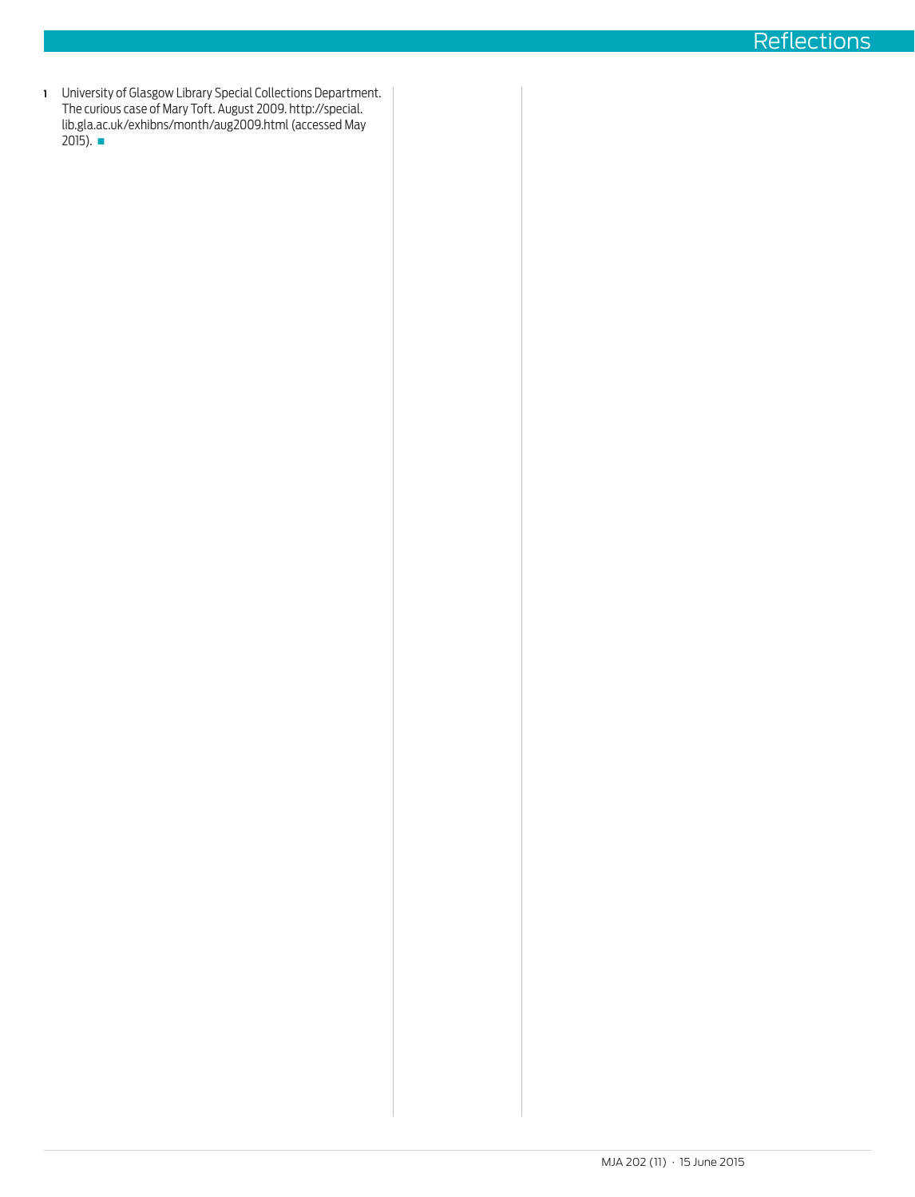1. University of Glasgow Library Special Collections Department. The curious case of Mary Toft. August 2009. http://special.lib.gla.ac.uk/exhibns/month/aug2009.html (accessed May 2015). ■